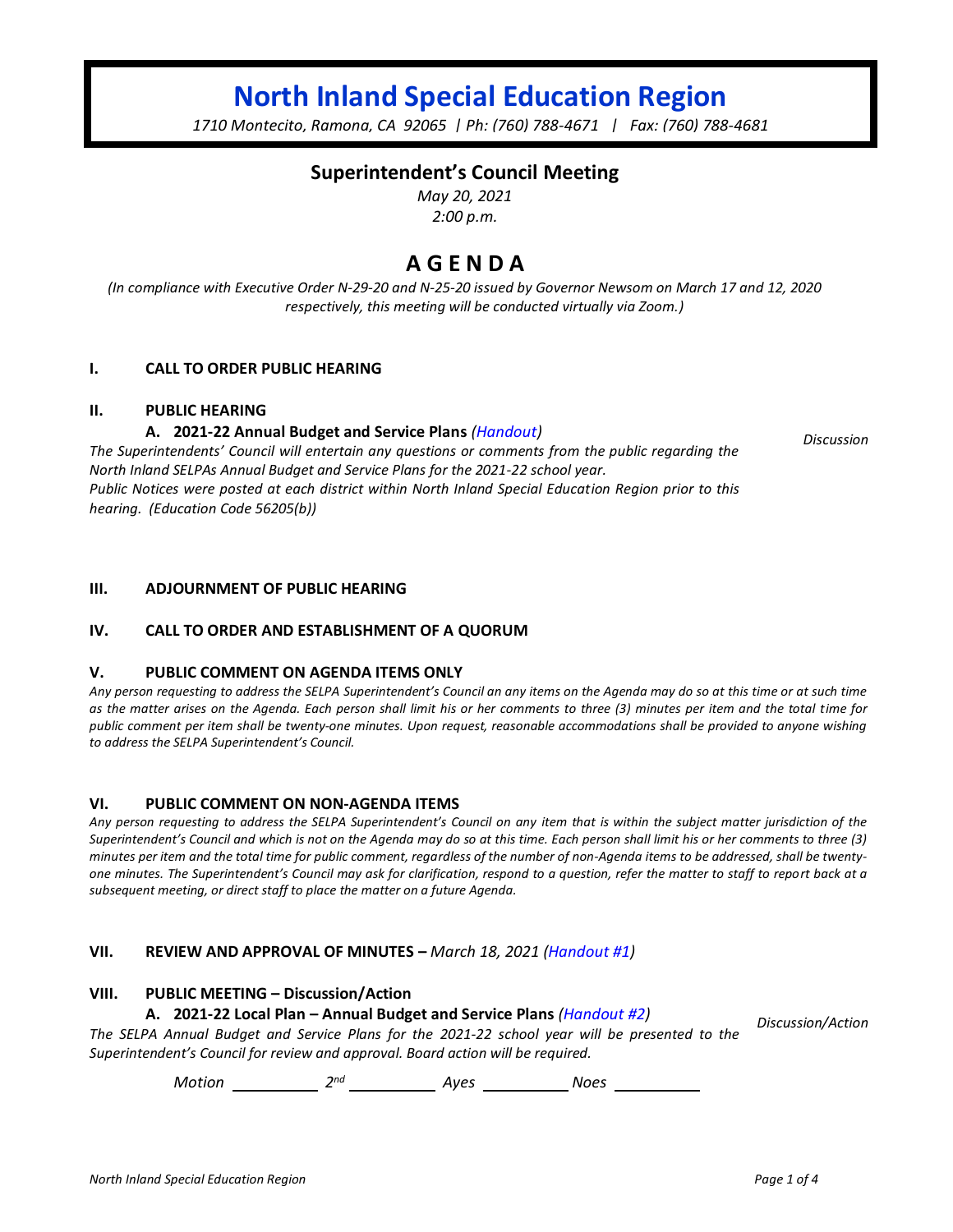# North Inland Special Education Region

*1710 Montecito, Ramona, CA 92065 | Ph: (760) 788-4671 | Fax: (760) 788-4681*

## Superintendent's Council Meeting

*May 20, 2021*
*2:00 p.m.*

## A G E N D A

*(In compliance with Executive Order N-29-20 and N-25-20 issued by Governor Newsom on March 17 and 12, 2020 respectively, this meeting will be conducted virtually via Zoom.)*

**I. CALL TO ORDER PUBLIC HEARING**

**II. PUBLIC HEARING**

**A. 2021-22 Annual Budget and Service Plans** *(Handout)* — *Discussion*

*The Superintendents' Council will entertain any questions or comments from the public regarding the North Inland SELPAs Annual Budget and Service Plans for the 2021-22 school year. Public Notices were posted at each district within North Inland Special Education Region prior to this hearing. (Education Code 56205(b))*

**III. ADJOURNMENT OF PUBLIC HEARING**

**IV. CALL TO ORDER AND ESTABLISHMENT OF A QUORUM**

**V. PUBLIC COMMENT ON AGENDA ITEMS ONLY**

*Any person requesting to address the SELPA Superintendent's Council an any items on the Agenda may do so at this time or at such time as the matter arises on the Agenda. Each person shall limit his or her comments to three (3) minutes per item and the total time for public comment per item shall be twenty-one minutes. Upon request, reasonable accommodations shall be provided to anyone wishing to address the SELPA Superintendent's Council.*

**VI. PUBLIC COMMENT ON NON-AGENDA ITEMS**

*Any person requesting to address the SELPA Superintendent's Council on any item that is within the subject matter jurisdiction of the Superintendent's Council and which is not on the Agenda may do so at this time. Each person shall limit his or her comments to three (3) minutes per item and the total time for public comment, regardless of the number of non-Agenda items to be addressed, shall be twenty-one minutes. The Superintendent's Council may ask for clarification, respond to a question, refer the matter to staff to report back at a subsequent meeting, or direct staff to place the matter on a future Agenda.*

**VII. REVIEW AND APPROVAL OF MINUTES –** *March 18, 2021 (Handout #1)*

**VIII. PUBLIC MEETING – Discussion/Action**

**A. 2021-22 Local Plan – Annual Budget and Service Plans** *(Handout #2)* — *Discussion/Action*

*The SELPA Annual Budget and Service Plans for the 2021-22 school year will be presented to the Superintendent's Council for review and approval. Board action will be required.*

*Motion* \_\_\_\_\_\_\_\_\_\_ *2nd* \_\_\_\_\_\_\_\_\_\_ *Ayes* \_\_\_\_\_\_\_\_\_\_ *Noes* \_\_\_\_\_\_\_\_\_\_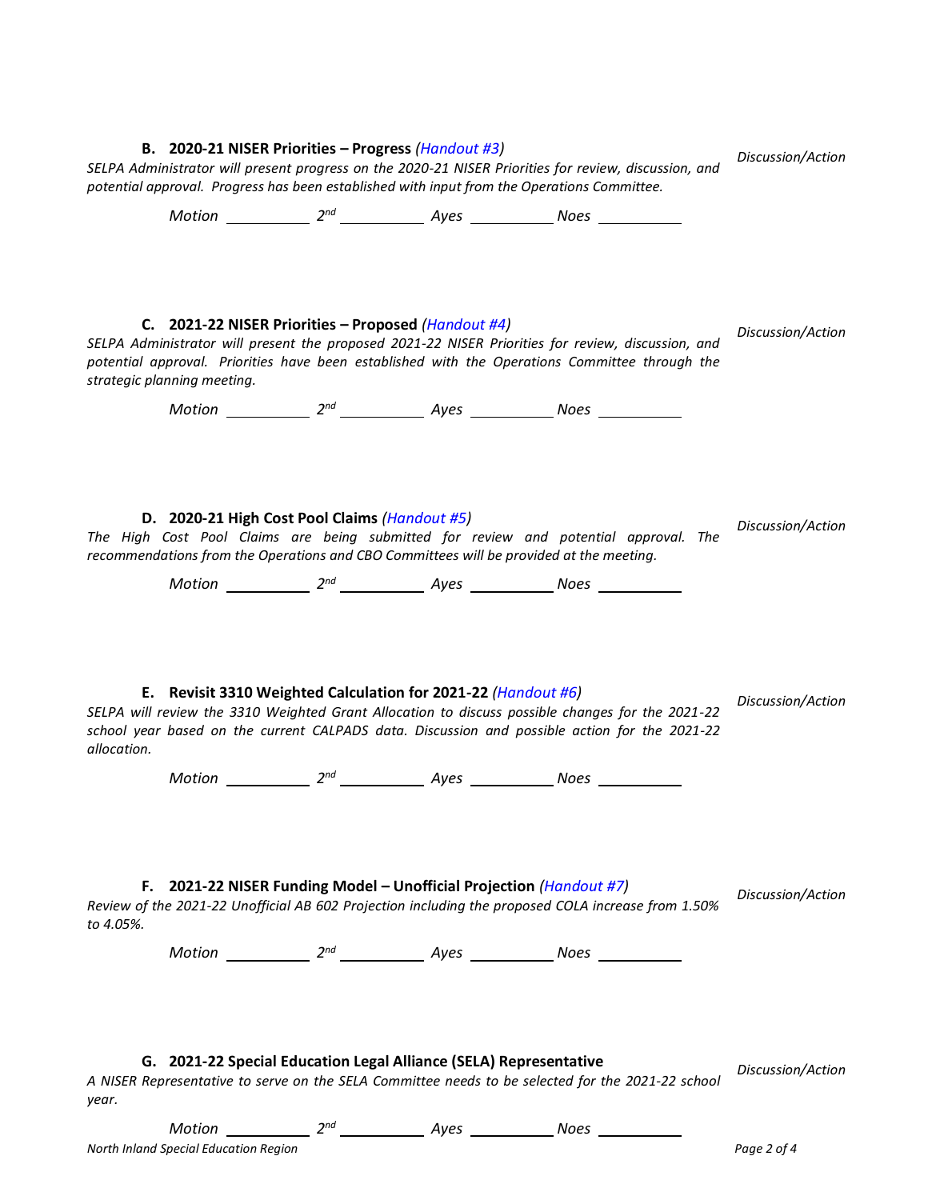**B. 2020-21 NISER Priorities – Progress** *(Handout #3)*

*Discussion/Action*

*SELPA Administrator will present progress on the 2020-21 NISER Priorities for review, discussion, and potential approval. Progress has been established with input from the Operations Committee.*

*Motion* \_\_\_\_\_\_\_\_\_\_ *2nd* \_\_\_\_\_\_\_\_\_\_ *Ayes* \_\_\_\_\_\_\_\_\_\_ *Noes* \_\_\_\_\_\_\_\_\_\_

**C. 2021-22 NISER Priorities – Proposed** *(Handout #4)*

*Discussion/Action*

*SELPA Administrator will present the proposed 2021-22 NISER Priorities for review, discussion, and potential approval. Priorities have been established with the Operations Committee through the strategic planning meeting.*

*Motion* \_\_\_\_\_\_\_\_\_\_ *2nd* \_\_\_\_\_\_\_\_\_\_ *Ayes* \_\_\_\_\_\_\_\_\_\_ *Noes* \_\_\_\_\_\_\_\_\_\_

**D. 2020-21 High Cost Pool Claims** *(Handout #5)*

*Discussion/Action*

*The High Cost Pool Claims are being submitted for review and potential approval. The recommendations from the Operations and CBO Committees will be provided at the meeting.*

*Motion* \_\_\_\_\_\_\_\_\_\_ *2nd* \_\_\_\_\_\_\_\_\_\_ *Ayes* \_\_\_\_\_\_\_\_\_\_ *Noes* \_\_\_\_\_\_\_\_\_\_

**E. Revisit 3310 Weighted Calculation for 2021-22** *(Handout #6)*

*Discussion/Action*

*SELPA will review the 3310 Weighted Grant Allocation to discuss possible changes for the 2021-22 school year based on the current CALPADS data. Discussion and possible action for the 2021-22 allocation.*

*Motion* \_\_\_\_\_\_\_\_\_\_ *2nd* \_\_\_\_\_\_\_\_\_\_ *Ayes* \_\_\_\_\_\_\_\_\_\_ *Noes* \_\_\_\_\_\_\_\_\_\_

**F. 2021-22 NISER Funding Model – Unofficial Projection** *(Handout #7)*

*Discussion/Action*

*Review of the 2021-22 Unofficial AB 602 Projection including the proposed COLA increase from 1.50% to 4.05%.*

*Motion* \_\_\_\_\_\_\_\_\_\_ *2nd* \_\_\_\_\_\_\_\_\_\_ *Ayes* \_\_\_\_\_\_\_\_\_\_ *Noes* \_\_\_\_\_\_\_\_\_\_

**G. 2021-22 Special Education Legal Alliance (SELA) Representative**

*Discussion/Action*

*A NISER Representative to serve on the SELA Committee needs to be selected for the 2021-22 school year.*

*Motion* \_\_\_\_\_\_\_\_\_\_ *2nd* \_\_\_\_\_\_\_\_\_\_ *Ayes* \_\_\_\_\_\_\_\_\_\_ *Noes* \_\_\_\_\_\_\_\_\_\_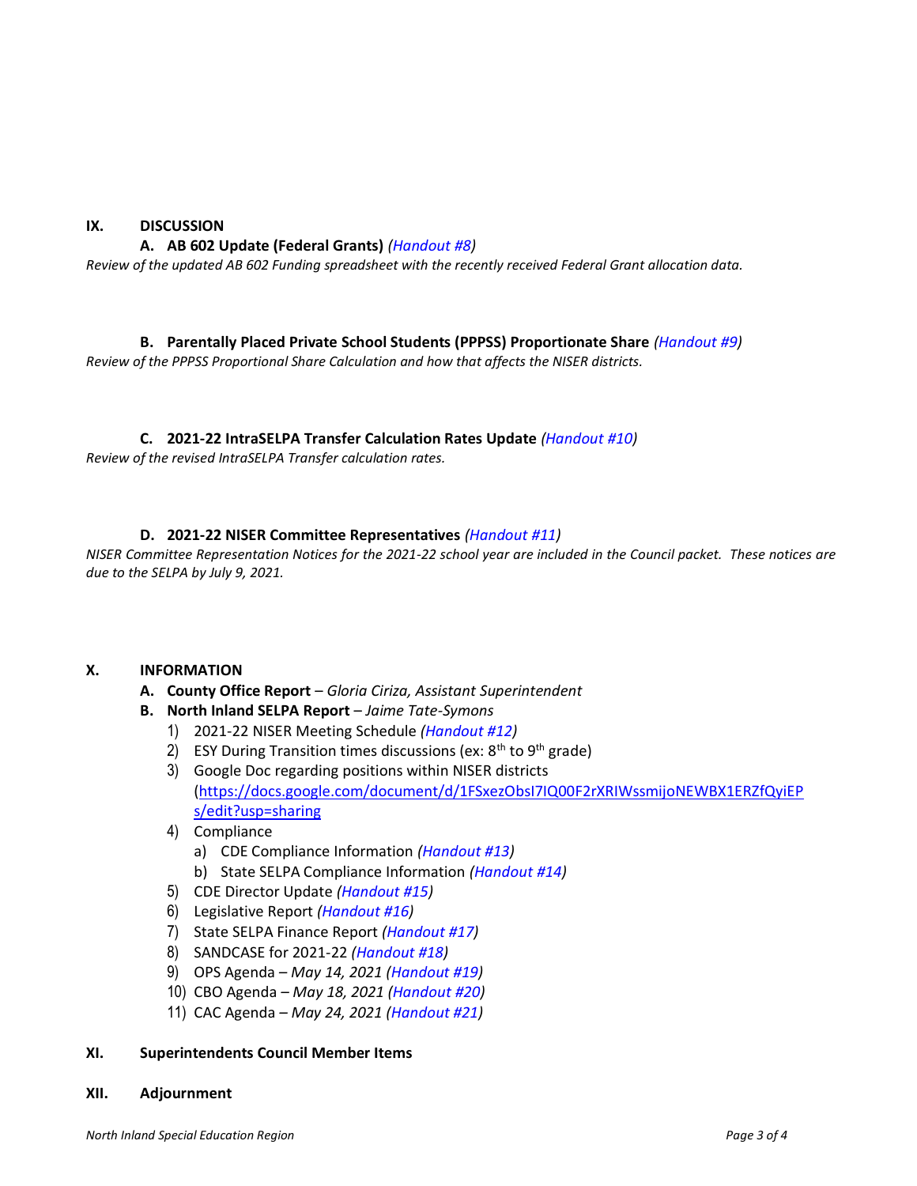## IX. DISCUSSION

### A. AB 602 Update (Federal Grants) *(Handout #8)*

*Review of the updated AB 602 Funding spreadsheet with the recently received Federal Grant allocation data.*

### B. Parentally Placed Private School Students (PPPSS) Proportionate Share *(Handout #9)*

*Review of the PPPSS Proportional Share Calculation and how that affects the NISER districts.*

### C. 2021-22 IntraSELPA Transfer Calculation Rates Update *(Handout #10)*

*Review of the revised IntraSELPA Transfer calculation rates.*

### D. 2021-22 NISER Committee Representatives *(Handout #11)*

*NISER Committee Representation Notices for the 2021-22 school year are included in the Council packet. These notices are due to the SELPA by July 9, 2021.*

## X. INFORMATION

**A. County Office Report** – *Gloria Ciriza, Assistant Superintendent*

**B. North Inland SELPA Report** – *Jaime Tate-Symons*

1) 2021-22 NISER Meeting Schedule *(Handout #12)*
2) ESY During Transition times discussions (ex: 8th to 9th grade)
3) Google Doc regarding positions within NISER districts (https://docs.google.com/document/d/1FSxezObsI7IQ00F2rXRIWssmijoNEWBX1ERZfQyiEPs/edit?usp=sharing
4) Compliance
   a) CDE Compliance Information *(Handout #13)*
   b) State SELPA Compliance Information *(Handout #14)*
5) CDE Director Update *(Handout #15)*
6) Legislative Report *(Handout #16)*
7) State SELPA Finance Report *(Handout #17)*
8) SANDCASE for 2021-22 *(Handout #18)*
9) OPS Agenda – *May 14, 2021 (Handout #19)*
10) CBO Agenda – *May 18, 2021 (Handout #20)*
11) CAC Agenda – *May 24, 2021 (Handout #21)*

## XI. Superintendents Council Member Items

## XII. Adjournment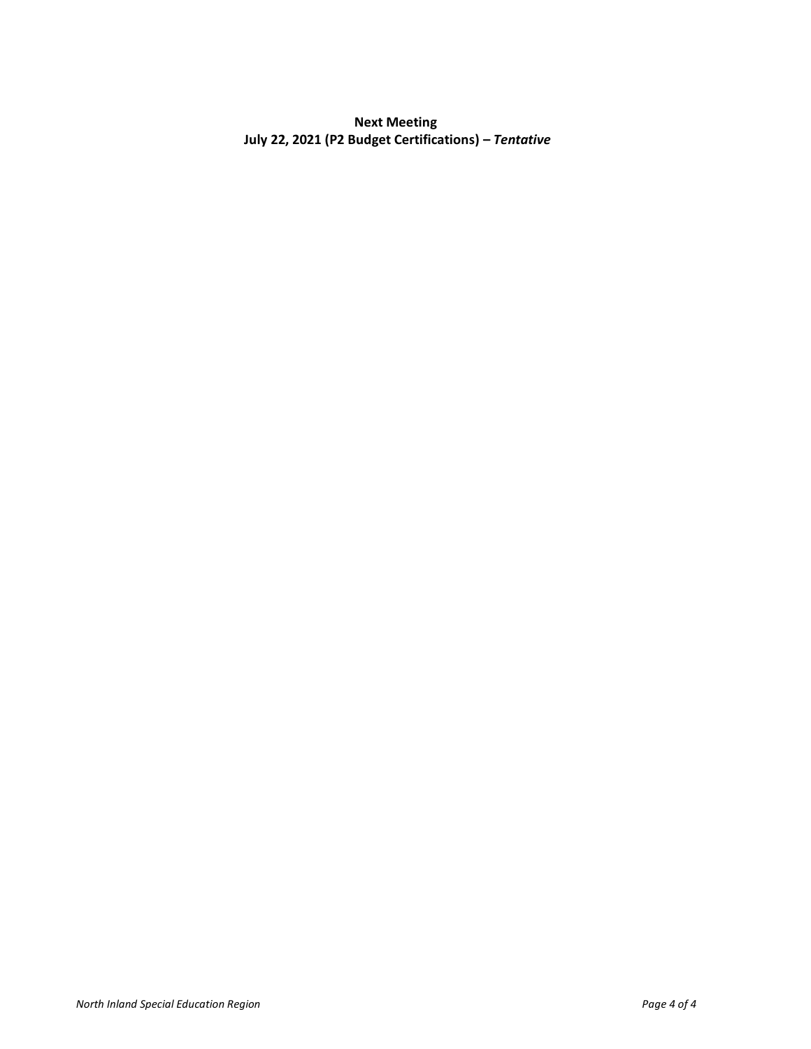**Next Meeting**
**July 22, 2021 (P2 Budget Certifications) – *Tentative***